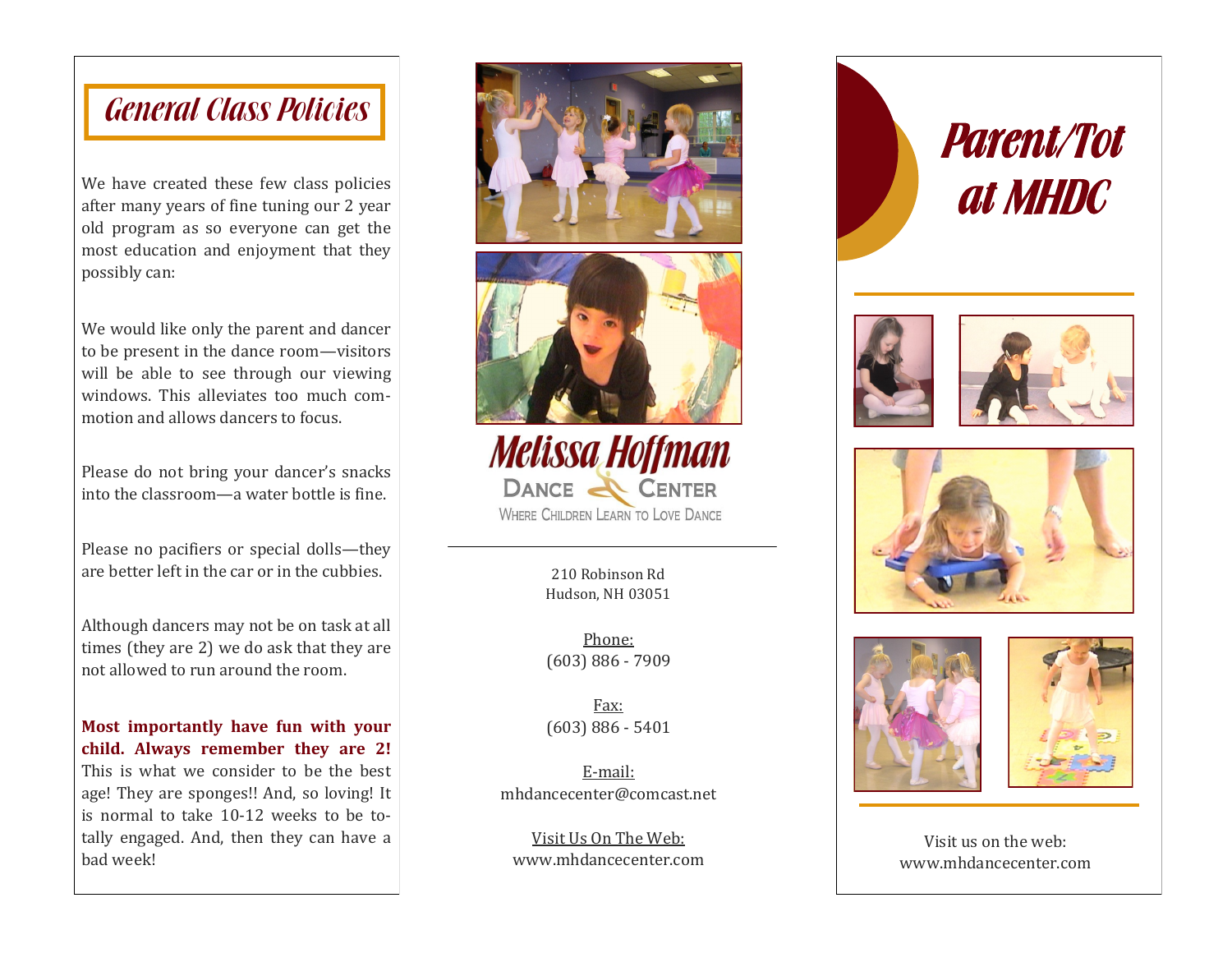## General Class Policies

We have created these few class policies after many years of fine tuning our 2 year old program as so everyone can get the most education and enjoyment that they possibly can:

We would like only the parent and dancer to be present in the dance room—visitors will be able to see through our viewing windows. This alleviates too much commotion and allows dancers to focus.

Please do not bring your dancer's snacks into the classroom—a water bottle is fine.

Please no pacifiers or special dolls—they are better left in the car or in the cubbies.

Although dancers may not be on task at all times (they are 2) we do ask that they are not allowed to run around the room.

**Most importantly have fun with your child. Always remember they are 2!** This is what we consider to be the best age! They are sponges!! And, so loving! It is normal to take 10-12 weeks to be totally engaged. And, then they can have a bad week!

**Melissa Hoffman**
**Dance Center**
Where Children Learn to Love Dance

210 Robinson Rd
Hudson, NH 03051

Phone:
(603) 886 - 7909

Fax:
(603) 886 - 5401

E-mail:
mhdancecenter@comcast.net

Visit Us On The Web:
www.mhdancecenter.com

# Parent/Tot at MHDC

Visit us on the web:
www.mhdancecenter.com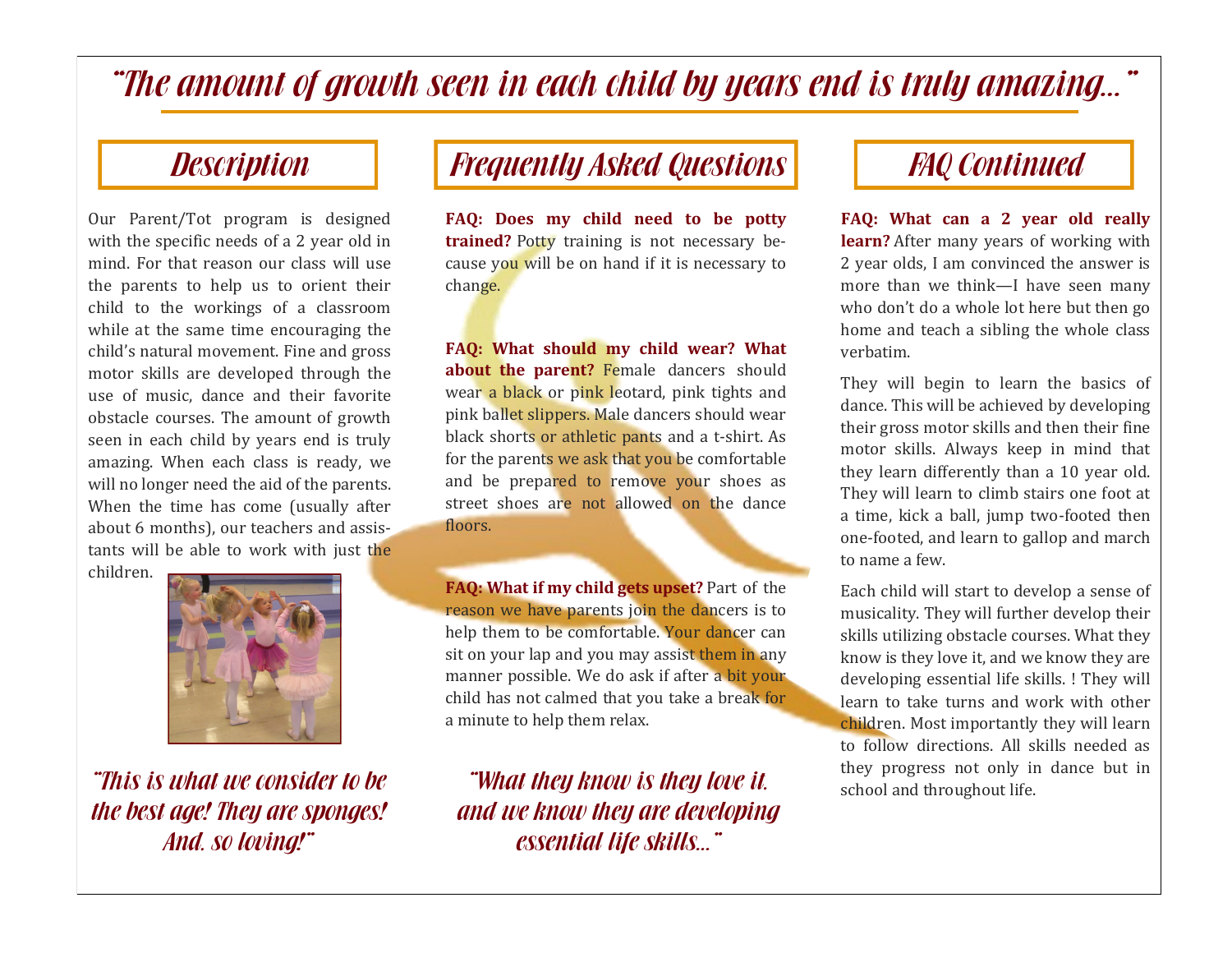# "The amount of growth seen in each child by years end is truly amazing..."

## Description

Our Parent/Tot program is designed with the specific needs of a 2 year old in mind. For that reason our class will use the parents to help us to orient their child to the workings of a classroom while at the same time encouraging the child's natural movement. Fine and gross motor skills are developed through the use of music, dance and their favorite obstacle courses. The amount of growth seen in each child by years end is truly amazing. When each class is ready, we will no longer need the aid of the parents. When the time has come (usually after about 6 months), our teachers and assistants will be able to work with just the children.

*"This is what we consider to be the best age! They are sponges! And, so loving!"*

## Frequently Asked Questions

**FAQ: Does my child need to be potty trained?** Potty training is not necessary because you will be on hand if it is necessary to change.

**FAQ: What should my child wear? What about the parent?** Female dancers should wear a black or pink leotard, pink tights and pink ballet slippers. Male dancers should wear black shorts or athletic pants and a t-shirt. As for the parents we ask that you be comfortable and be prepared to remove your shoes as street shoes are not allowed on the dance floors.

**FAQ: What if my child gets upset?** Part of the reason we have parents join the dancers is to help them to be comfortable. Your dancer can sit on your lap and you may assist them in any manner possible. We do ask if after a bit your child has not calmed that you take a break for a minute to help them relax.

*"What they know is they love it, and we know they are developing essential life skills..."*

## FAQ Continued

**FAQ: What can a 2 year old really learn?** After many years of working with 2 year olds, I am convinced the answer is more than we think—I have seen many who don't do a whole lot here but then go home and teach a sibling the whole class verbatim.

They will begin to learn the basics of dance. This will be achieved by developing their gross motor skills and then their fine motor skills. Always keep in mind that they learn differently than a 10 year old. They will learn to climb stairs one foot at a time, kick a ball, jump two-footed then one-footed, and learn to gallop and march to name a few.

Each child will start to develop a sense of musicality. They will further develop their skills utilizing obstacle courses. What they know is they love it, and we know they are developing essential life skills. ! They will learn to take turns and work with other children. Most importantly they will learn to follow directions. All skills needed as they progress not only in dance but in school and throughout life.